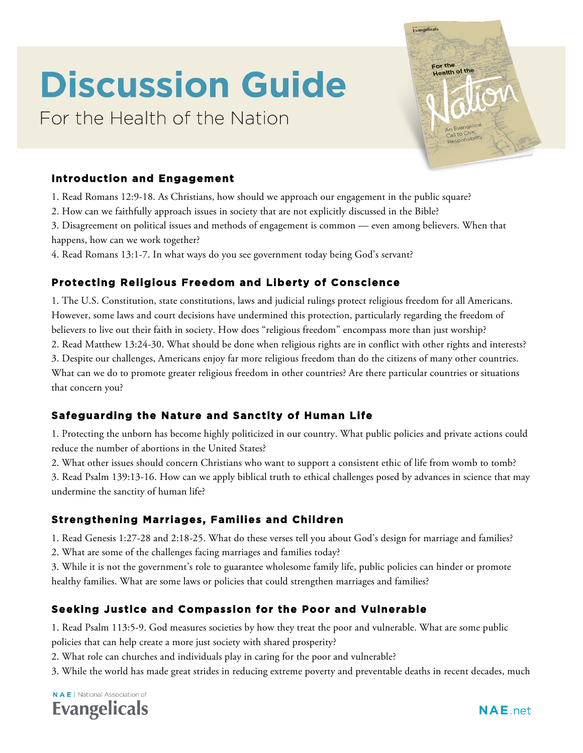# Discussion Guide

For the Health of the Nation

## Introduction and Engagement

1. Read Romans 12:9-18. As Christians, how should we approach our engagement in the public square?
2. How can we faithfully approach issues in society that are not explicitly discussed in the Bible?
3. Disagreement on political issues and methods of engagement is common — even among believers. When that happens, how can we work together?
4. Read Romans 13:1-7. In what ways do you see government today being God's servant?

## Protecting Religious Freedom and Liberty of Conscience

1. The U.S. Constitution, state constitutions, laws and judicial rulings protect religious freedom for all Americans. However, some laws and court decisions have undermined this protection, particularly regarding the freedom of believers to live out their faith in society. How does "religious freedom" encompass more than just worship?
2. Read Matthew 13:24-30. What should be done when religious rights are in conflict with other rights and interests?
3. Despite our challenges, Americans enjoy far more religious freedom than do the citizens of many other countries. What can we do to promote greater religious freedom in other countries? Are there particular countries or situations that concern you?

## Safeguarding the Nature and Sanctity of Human Life

1. Protecting the unborn has become highly politicized in our country. What public policies and private actions could reduce the number of abortions in the United States?
2. What other issues should concern Christians who want to support a consistent ethic of life from womb to tomb?
3. Read Psalm 139:13-16. How can we apply biblical truth to ethical challenges posed by advances in science that may undermine the sanctity of human life?

## Strengthening Marriages, Families and Children

1. Read Genesis 1:27-28 and 2:18-25. What do these verses tell you about God's design for marriage and families?
2. What are some of the challenges facing marriages and families today?
3. While it is not the government's role to guarantee wholesome family life, public policies can hinder or promote healthy families. What are some laws or policies that could strengthen marriages and families?

## Seeking Justice and Compassion for the Poor and Vulnerable

1. Read Psalm 113:5-9. God measures societies by how they treat the poor and vulnerable. What are some public policies that can help create a more just society with shared prosperity?
2. What role can churches and individuals play in caring for the poor and vulnerable?
3. While the world has made great strides in reducing extreme poverty and preventable deaths in recent decades, much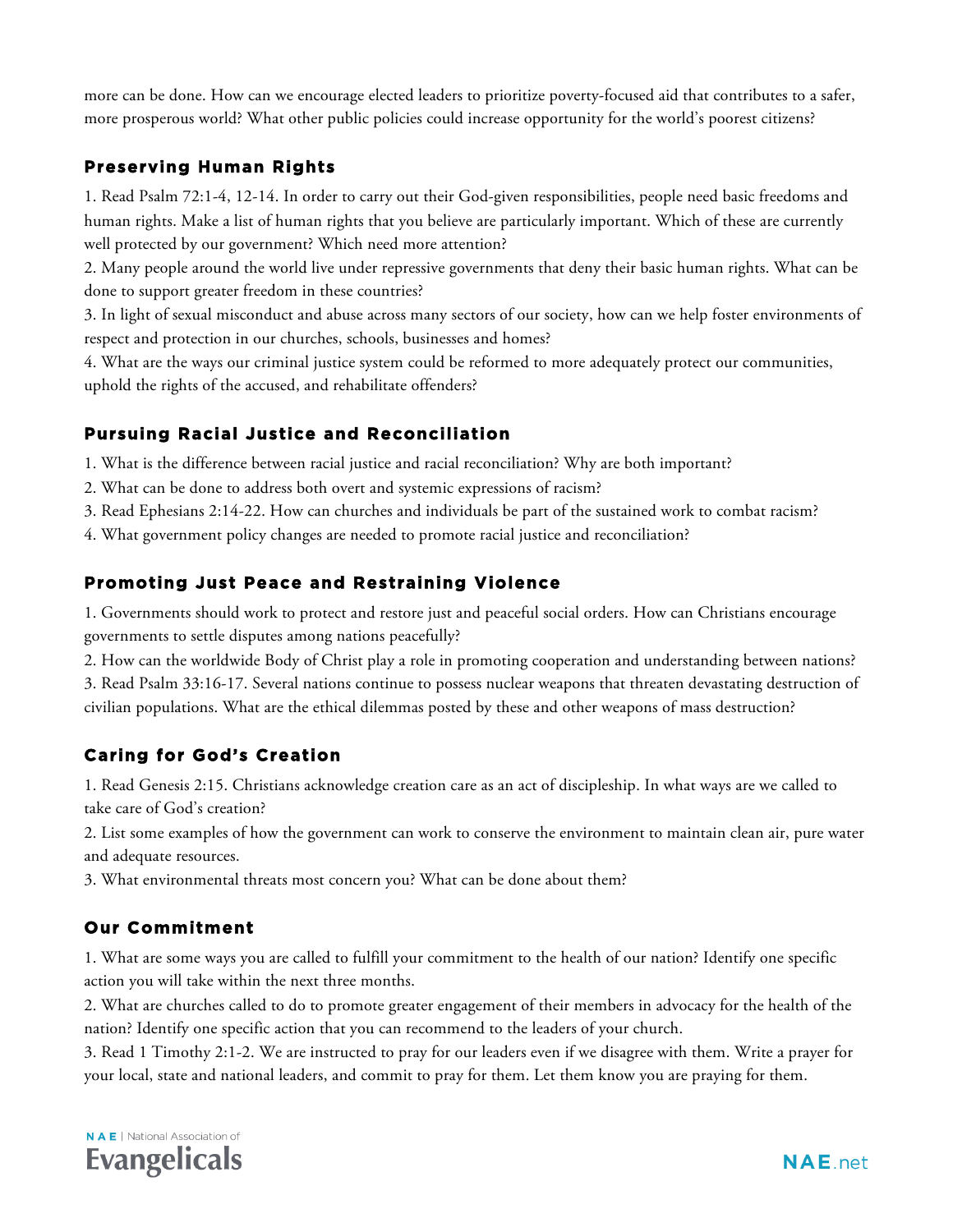more can be done. How can we encourage elected leaders to prioritize poverty-focused aid that contributes to a safer, more prosperous world? What other public policies could increase opportunity for the world's poorest citizens?

### Preserving Human Rights

1. Read Psalm 72:1-4, 12-14. In order to carry out their God-given responsibilities, people need basic freedoms and human rights. Make a list of human rights that you believe are particularly important. Which of these are currently well protected by our government? Which need more attention?
2. Many people around the world live under repressive governments that deny their basic human rights. What can be done to support greater freedom in these countries?
3. In light of sexual misconduct and abuse across many sectors of our society, how can we help foster environments of respect and protection in our churches, schools, businesses and homes?
4. What are the ways our criminal justice system could be reformed to more adequately protect our communities, uphold the rights of the accused, and rehabilitate offenders?

### Pursuing Racial Justice and Reconciliation

1. What is the difference between racial justice and racial reconciliation? Why are both important?
2. What can be done to address both overt and systemic expressions of racism?
3. Read Ephesians 2:14-22. How can churches and individuals be part of the sustained work to combat racism?
4. What government policy changes are needed to promote racial justice and reconciliation?

### Promoting Just Peace and Restraining Violence

1. Governments should work to protect and restore just and peaceful social orders. How can Christians encourage governments to settle disputes among nations peacefully?
2. How can the worldwide Body of Christ play a role in promoting cooperation and understanding between nations?
3. Read Psalm 33:16-17. Several nations continue to possess nuclear weapons that threaten devastating destruction of civilian populations. What are the ethical dilemmas posted by these and other weapons of mass destruction?

### Caring for God's Creation

1. Read Genesis 2:15. Christians acknowledge creation care as an act of discipleship. In what ways are we called to take care of God's creation?
2. List some examples of how the government can work to conserve the environment to maintain clean air, pure water and adequate resources.
3. What environmental threats most concern you? What can be done about them?

### Our Commitment

1. What are some ways you are called to fulfill your commitment to the health of our nation? Identify one specific action you will take within the next three months.
2. What are churches called to do to promote greater engagement of their members in advocacy for the health of the nation? Identify one specific action that you can recommend to the leaders of your church.
3. Read 1 Timothy 2:1-2. We are instructed to pray for our leaders even if we disagree with them. Write a prayer for your local, state and national leaders, and commit to pray for them. Let them know you are praying for them.